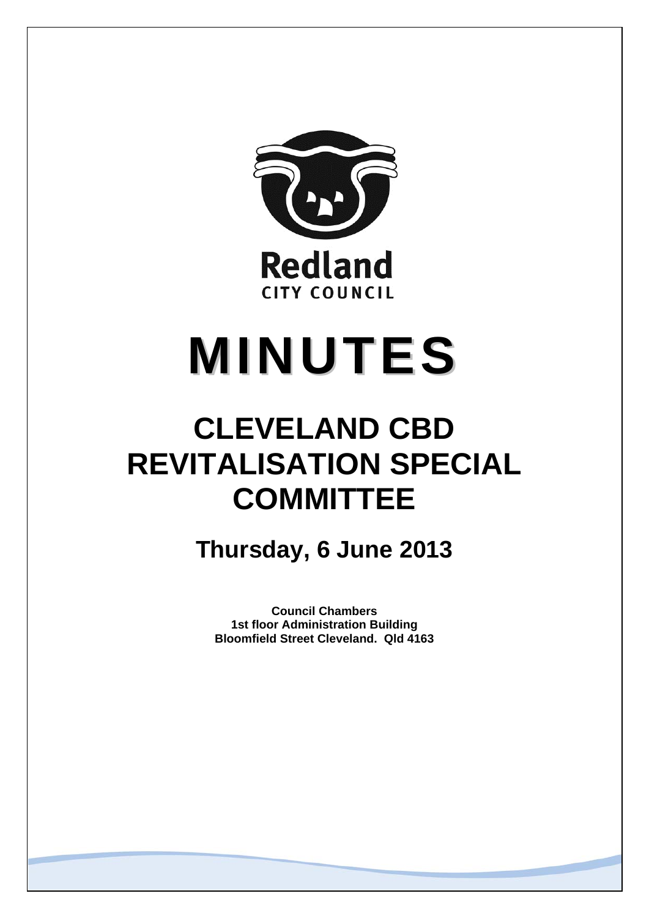Redland
CITY COUNCIL

# MINUTES

## CLEVELAND CBD REVITALISATION SPECIAL COMMITTEE

### Thursday, 6 June 2013

**Council Chambers**
**1st floor Administration Building**
**Bloomfield Street Cleveland. Qld 4163**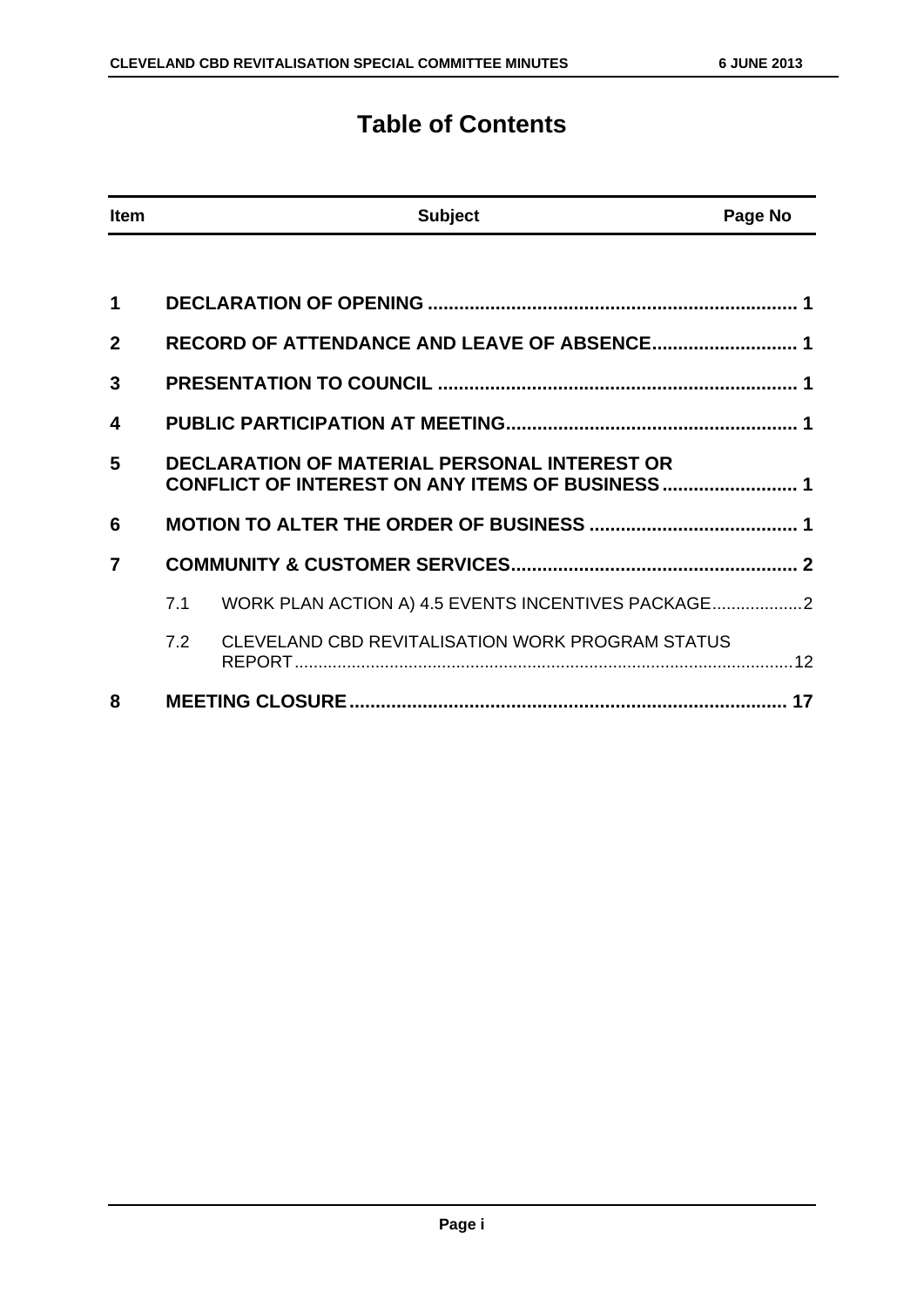# Table of Contents

| Item | | Subject | Page No |
|---|---|---|---|
| **1** | | **DECLARATION OF OPENING** | **1** |
| **2** | | **RECORD OF ATTENDANCE AND LEAVE OF ABSENCE** | **1** |
| **3** | | **PRESENTATION TO COUNCIL** | **1** |
| **4** | | **PUBLIC PARTICIPATION AT MEETING** | **1** |
| **5** | | **DECLARATION OF MATERIAL PERSONAL INTEREST OR CONFLICT OF INTEREST ON ANY ITEMS OF BUSINESS** | **1** |
| **6** | | **MOTION TO ALTER THE ORDER OF BUSINESS** | **1** |
| **7** | | **COMMUNITY & CUSTOMER SERVICES** | **2** |
| | 7.1 | WORK PLAN ACTION A) 4.5 EVENTS INCENTIVES PACKAGE | 2 |
| | 7.2 | CLEVELAND CBD REVITALISATION WORK PROGRAM STATUS REPORT | 12 |
| **8** | | **MEETING CLOSURE** | **17** |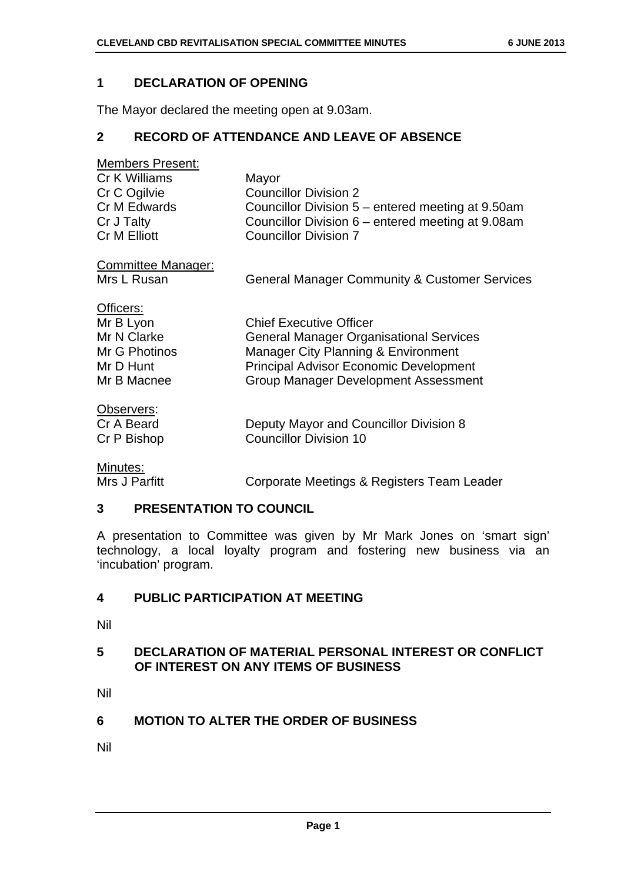## 1 DECLARATION OF OPENING

The Mayor declared the meeting open at 9.03am.

## 2 RECORD OF ATTENDANCE AND LEAVE OF ABSENCE

Members Present:

| | |
|---|---|
| Cr K Williams | Mayor |
| Cr C Ogilvie | Councillor Division 2 |
| Cr M Edwards | Councillor Division 5 – entered meeting at 9.50am |
| Cr J Talty | Councillor Division 6 – entered meeting at 9.08am |
| Cr M Elliott | Councillor Division 7 |

Committee Manager:

| | |
|---|---|
| Mrs L Rusan | General Manager Community & Customer Services |

Officers:

| | |
|---|---|
| Mr B Lyon | Chief Executive Officer |
| Mr N Clarke | General Manager Organisational Services |
| Mr G Photinos | Manager City Planning & Environment |
| Mr D Hunt | Principal Advisor Economic Development |
| Mr B Macnee | Group Manager Development Assessment |

Observers:

| | |
|---|---|
| Cr A Beard | Deputy Mayor and Councillor Division 8 |
| Cr P Bishop | Councillor Division 10 |

Minutes:

| | |
|---|---|
| Mrs J Parfitt | Corporate Meetings & Registers Team Leader |

## 3 PRESENTATION TO COUNCIL

A presentation to Committee was given by Mr Mark Jones on 'smart sign' technology, a local loyalty program and fostering new business via an 'incubation' program.

## 4 PUBLIC PARTICIPATION AT MEETING

Nil

## 5 DECLARATION OF MATERIAL PERSONAL INTEREST OR CONFLICT OF INTEREST ON ANY ITEMS OF BUSINESS

Nil

## 6 MOTION TO ALTER THE ORDER OF BUSINESS

Nil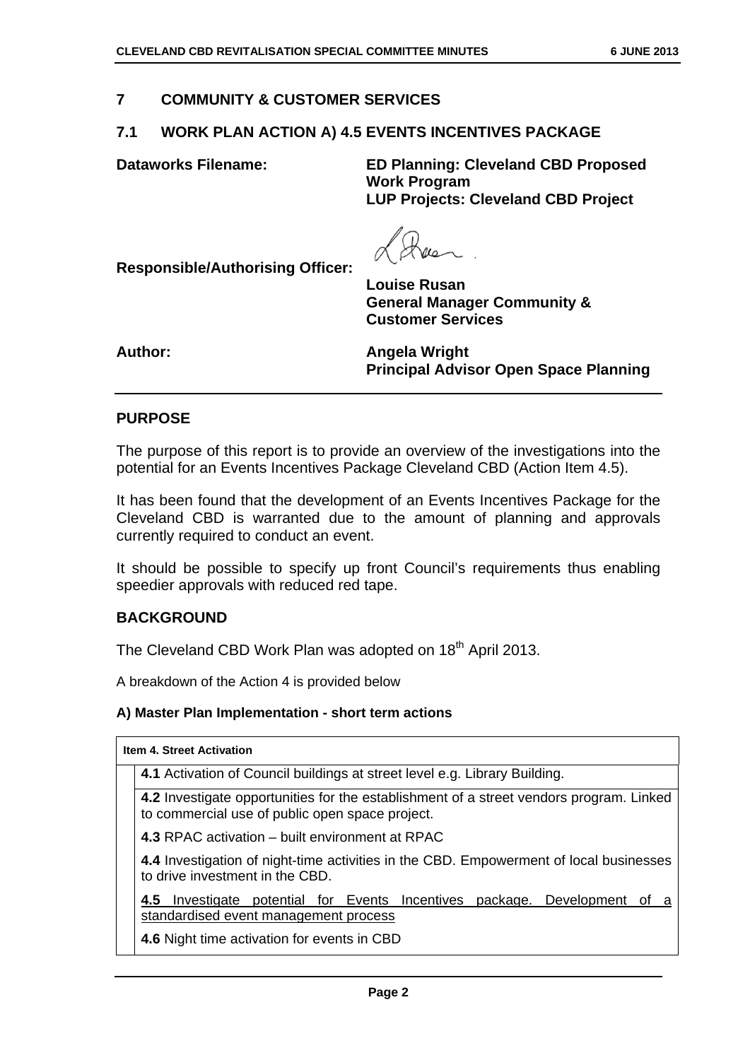## 7 COMMUNITY & CUSTOMER SERVICES

### 7.1 WORK PLAN ACTION A) 4.5 EVENTS INCENTIVES PACKAGE

**Dataworks Filename:** **ED Planning: Cleveland CBD Proposed Work Program**
**LUP Projects: Cleveland CBD Project**

**Responsible/Authorising Officer:**
**Louise Rusan**
**General Manager Community & Customer Services**

**Author:** **Angela Wright**
**Principal Advisor Open Space Planning**

---

## PURPOSE

The purpose of this report is to provide an overview of the investigations into the potential for an Events Incentives Package Cleveland CBD (Action Item 4.5).

It has been found that the development of an Events Incentives Package for the Cleveland CBD is warranted due to the amount of planning and approvals currently required to conduct an event.

It should be possible to specify up front Council's requirements thus enabling speedier approvals with reduced red tape.

## BACKGROUND

The Cleveland CBD Work Plan was adopted on 18th April 2013.

A breakdown of the Action 4 is provided below

**A) Master Plan Implementation - short term actions**

| **Item 4. Street Activation** |
|---|
| **4.1** Activation of Council buildings at street level e.g. Library Building. |
| **4.2** Investigate opportunities for the establishment of a street vendors program. Linked to commercial use of public open space project. |
| **4.3** RPAC activation – built environment at RPAC |
| **4.4** Investigation of night-time activities in the CBD. Empowerment of local businesses to drive investment in the CBD. |
| **4.5** Investigate potential for Events Incentives package. Development of a standardised event management process |
| **4.6** Night time activation for events in CBD |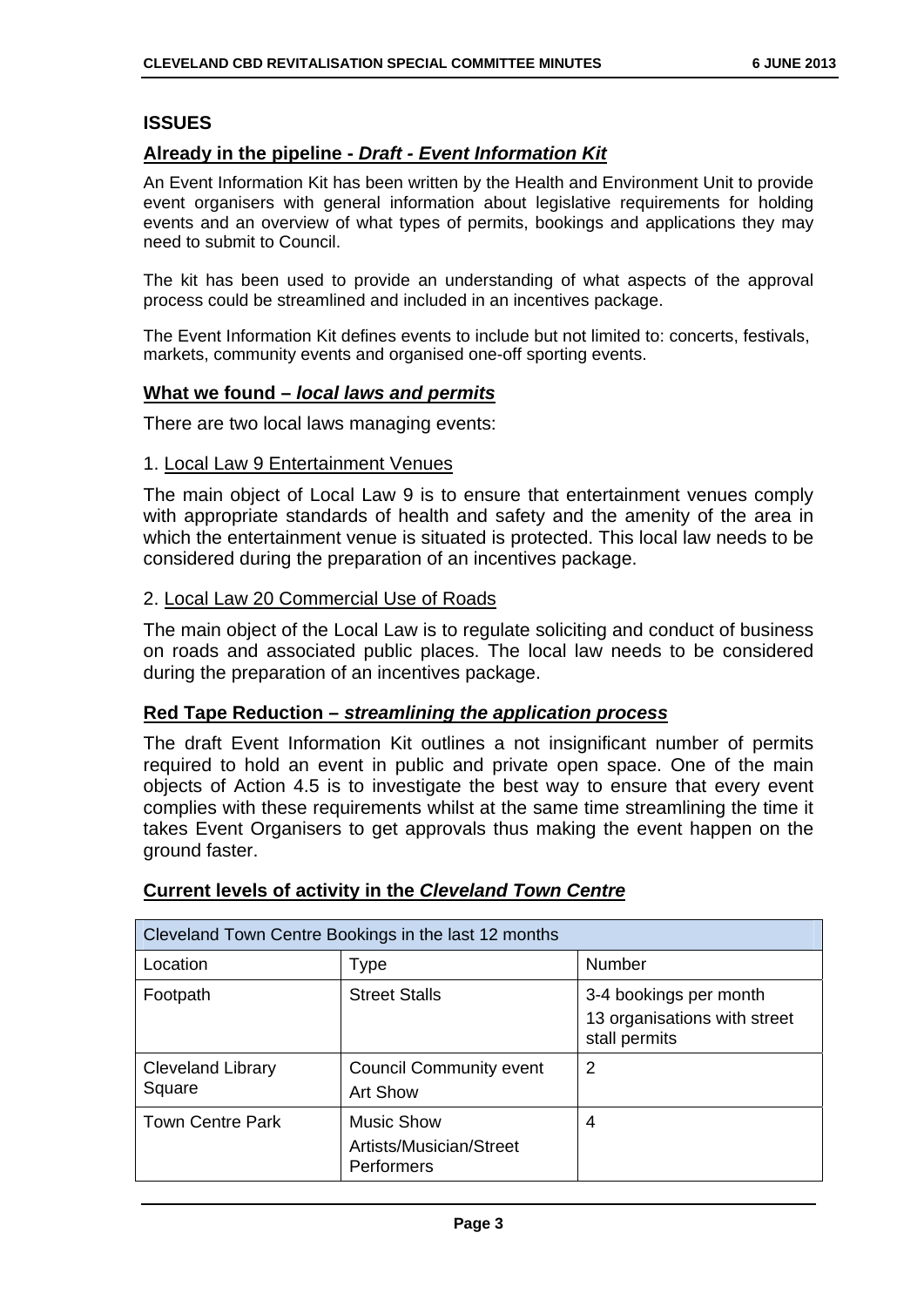## ISSUES

### Already in the pipeline - *Draft - Event Information Kit*

An Event Information Kit has been written by the Health and Environment Unit to provide event organisers with general information about legislative requirements for holding events and an overview of what types of permits, bookings and applications they may need to submit to Council.

The kit has been used to provide an understanding of what aspects of the approval process could be streamlined and included in an incentives package.

The Event Information Kit defines events to include but not limited to: concerts, festivals, markets, community events and organised one-off sporting events.

### What we found – *local laws and permits*

There are two local laws managing events:

1. Local Law 9 Entertainment Venues

The main object of Local Law 9 is to ensure that entertainment venues comply with appropriate standards of health and safety and the amenity of the area in which the entertainment venue is situated is protected. This local law needs to be considered during the preparation of an incentives package.

2. Local Law 20 Commercial Use of Roads

The main object of the Local Law is to regulate soliciting and conduct of business on roads and associated public places. The local law needs to be considered during the preparation of an incentives package.

### Red Tape Reduction – *streamlining the application process*

The draft Event Information Kit outlines a not insignificant number of permits required to hold an event in public and private open space. One of the main objects of Action 4.5 is to investigate the best way to ensure that every event complies with these requirements whilst at the same time streamlining the time it takes Event Organisers to get approvals thus making the event happen on the ground faster.

### Current levels of activity in the *Cleveland Town Centre*

| Cleveland Town Centre Bookings in the last 12 months | | |
|---|---|---|
| Location | Type | Number |
| Footpath | Street Stalls | 3-4 bookings per month<br>13 organisations with street stall permits |
| Cleveland Library Square | Council Community event<br>Art Show | 2 |
| Town Centre Park | Music Show<br>Artists/Musician/Street Performers | 4 |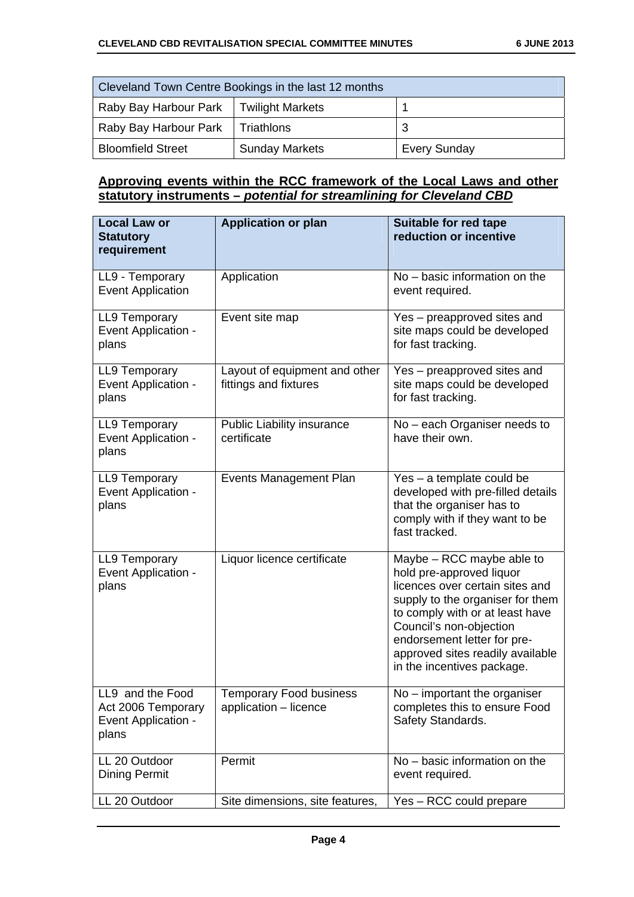| Cleveland Town Centre Bookings in the last 12 months | | |
|---|---|---|
| Raby Bay Harbour Park | Twilight Markets | 1 |
| Raby Bay Harbour Park | Triathlons | 3 |
| Bloomfield Street | Sunday Markets | Every Sunday |

**<u>Approving events within the RCC framework of the Local Laws and other statutory instruments – *potential for streamlining for Cleveland CBD*</u>**

| Local Law or Statutory requirement | Application or plan | Suitable for red tape reduction or incentive |
|---|---|---|
| LL9 - Temporary Event Application | Application | No – basic information on the event required. |
| LL9 Temporary Event Application - plans | Event site map | Yes – preapproved sites and site maps could be developed for fast tracking. |
| LL9 Temporary Event Application - plans | Layout of equipment and other fittings and fixtures | Yes – preapproved sites and site maps could be developed for fast tracking. |
| LL9 Temporary Event Application - plans | Public Liability insurance certificate | No – each Organiser needs to have their own. |
| LL9 Temporary Event Application - plans | Events Management Plan | Yes – a template could be developed with pre-filled details that the organiser has to comply with if they want to be fast tracked. |
| LL9 Temporary Event Application - plans | Liquor licence certificate | Maybe – RCC maybe able to hold pre-approved liquor licences over certain sites and supply to the organiser for them to comply with or at least have Council's non-objection endorsement letter for pre-approved sites readily available in the incentives package. |
| LL9 and the Food Act 2006 Temporary Event Application - plans | Temporary Food business application – licence | No – important the organiser completes this to ensure Food Safety Standards. |
| LL 20 Outdoor Dining Permit | Permit | No – basic information on the event required. |
| LL 20 Outdoor | Site dimensions, site features, | Yes – RCC could prepare |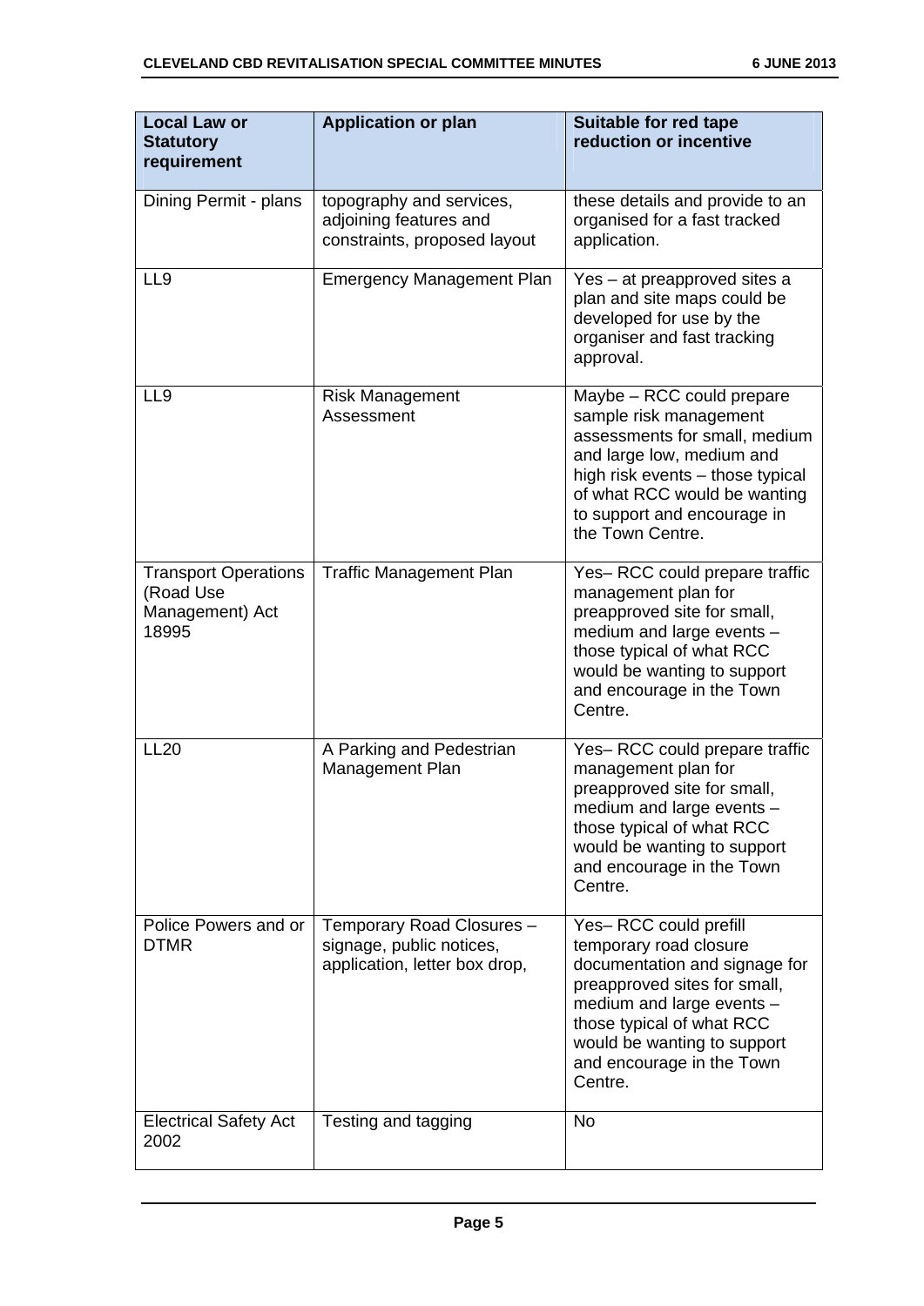| Local Law or Statutory requirement | Application or plan | Suitable for red tape reduction or incentive |
| --- | --- | --- |
| Dining Permit - plans | topography and services, adjoining features and constraints, proposed layout | these details and provide to an organised for a fast tracked application. |
| LL9 | Emergency Management Plan | Yes – at preapproved sites a plan and site maps could be developed for use by the organiser and fast tracking approval. |
| LL9 | Risk Management Assessment | Maybe – RCC could prepare sample risk management assessments for small, medium and large low, medium and high risk events – those typical of what RCC would be wanting to support and encourage in the Town Centre. |
| Transport Operations (Road Use Management) Act 18995 | Traffic Management Plan | Yes– RCC could prepare traffic management plan for preapproved site for small, medium and large events – those typical of what RCC would be wanting to support and encourage in the Town Centre. |
| LL20 | A Parking and Pedestrian Management Plan | Yes– RCC could prepare traffic management plan for preapproved site for small, medium and large events – those typical of what RCC would be wanting to support and encourage in the Town Centre. |
| Police Powers and or DTMR | Temporary Road Closures – signage, public notices, application, letter box drop, | Yes– RCC could prefill temporary road closure documentation and signage for preapproved sites for small, medium and large events – those typical of what RCC would be wanting to support and encourage in the Town Centre. |
| Electrical Safety Act 2002 | Testing and tagging | No |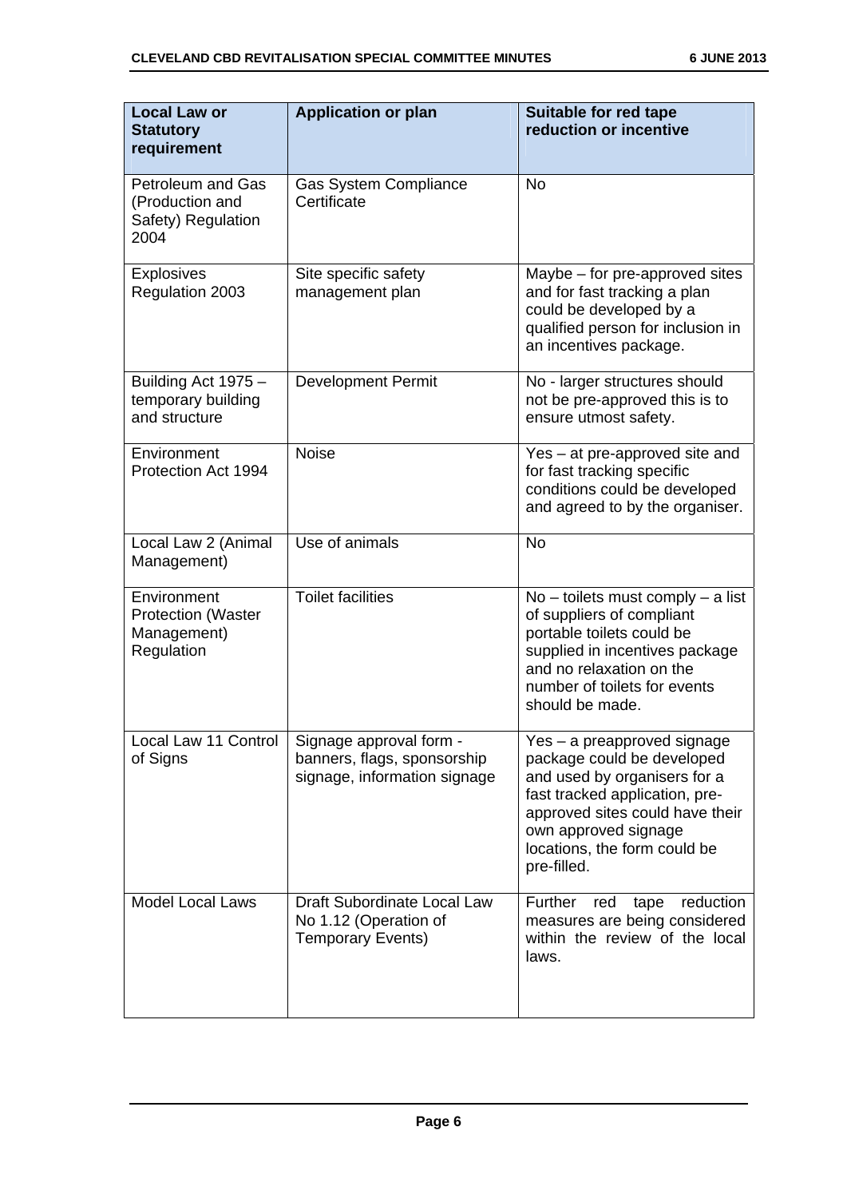| Local Law or Statutory requirement | Application or plan | Suitable for red tape reduction or incentive |
|---|---|---|
| Petroleum and Gas (Production and Safety) Regulation 2004 | Gas System Compliance Certificate | No |
| Explosives Regulation 2003 | Site specific safety management plan | Maybe – for pre-approved sites and for fast tracking a plan could be developed by a qualified person for inclusion in an incentives package. |
| Building Act 1975 – temporary building and structure | Development Permit | No - larger structures should not be pre-approved this is to ensure utmost safety. |
| Environment Protection Act 1994 | Noise | Yes – at pre-approved site and for fast tracking specific conditions could be developed and agreed to by the organiser. |
| Local Law 2 (Animal Management) | Use of animals | No |
| Environment Protection (Waster Management) Regulation | Toilet facilities | No – toilets must comply – a list of suppliers of compliant portable toilets could be supplied in incentives package and no relaxation on the number of toilets for events should be made. |
| Local Law 11 Control of Signs | Signage approval form - banners, flags, sponsorship signage, information signage | Yes – a preapproved signage package could be developed and used by organisers for a fast tracked application, pre-approved sites could have their own approved signage locations, the form could be pre-filled. |
| Model Local Laws | Draft Subordinate Local Law No 1.12 (Operation of Temporary Events) | Further red tape reduction measures are being considered within the review of the local laws. |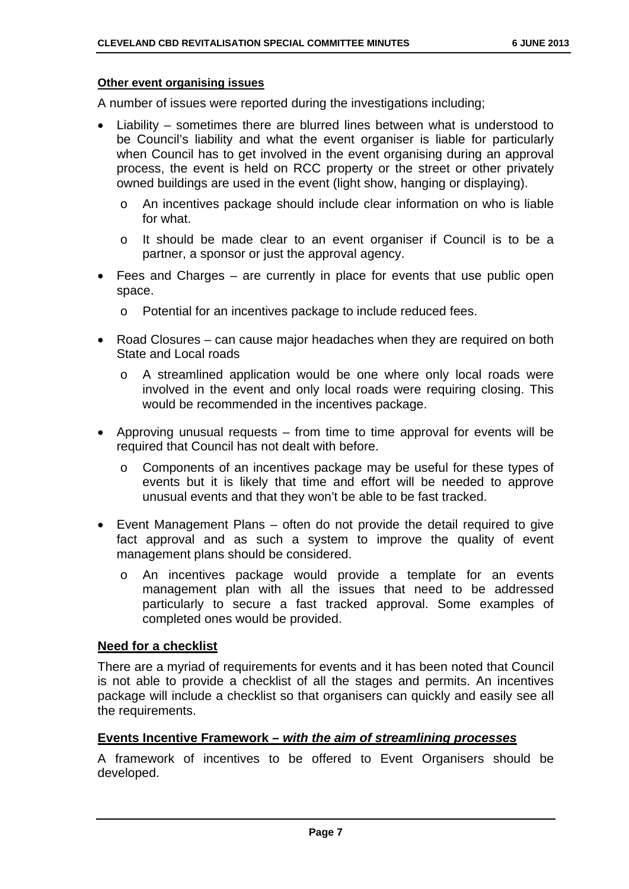**Other event organising issues**

A number of issues were reported during the investigations including;

- Liability – sometimes there are blurred lines between what is understood to be Council's liability and what the event organiser is liable for particularly when Council has to get involved in the event organising during an approval process, the event is held on RCC property or the street or other privately owned buildings are used in the event (light show, hanging or displaying).
    - o An incentives package should include clear information on who is liable for what.
    - o It should be made clear to an event organiser if Council is to be a partner, a sponsor or just the approval agency.
- Fees and Charges – are currently in place for events that use public open space.
    - o Potential for an incentives package to include reduced fees.
- Road Closures – can cause major headaches when they are required on both State and Local roads
    - o A streamlined application would be one where only local roads were involved in the event and only local roads were requiring closing. This would be recommended in the incentives package.
- Approving unusual requests – from time to time approval for events will be required that Council has not dealt with before.
    - o Components of an incentives package may be useful for these types of events but it is likely that time and effort will be needed to approve unusual events and that they won't be able to be fast tracked.
- Event Management Plans – often do not provide the detail required to give fact approval and as such a system to improve the quality of event management plans should be considered.
    - o An incentives package would provide a template for an events management plan with all the issues that need to be addressed particularly to secure a fast tracked approval. Some examples of completed ones would be provided.

**Need for a checklist**

There are a myriad of requirements for events and it has been noted that Council is not able to provide a checklist of all the stages and permits. An incentives package will include a checklist so that organisers can quickly and easily see all the requirements.

**Events Incentive Framework – *with the aim of streamlining processes***

A framework of incentives to be offered to Event Organisers should be developed.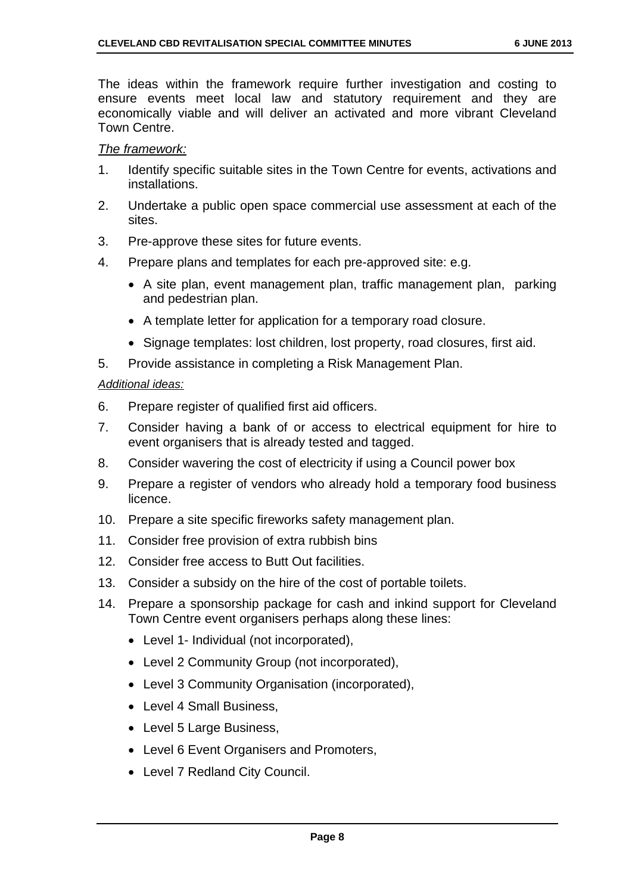The ideas within the framework require further investigation and costing to ensure events meet local law and statutory requirement and they are economically viable and will deliver an activated and more vibrant Cleveland Town Centre.

*The framework:*

1. Identify specific suitable sites in the Town Centre for events, activations and installations.
2. Undertake a public open space commercial use assessment at each of the sites.
3. Pre-approve these sites for future events.
4. Prepare plans and templates for each pre-approved site: e.g.
   - A site plan, event management plan, traffic management plan, parking and pedestrian plan.
   - A template letter for application for a temporary road closure.
   - Signage templates: lost children, lost property, road closures, first aid.
5. Provide assistance in completing a Risk Management Plan.

*Additional ideas:*

6. Prepare register of qualified first aid officers.
7. Consider having a bank of or access to electrical equipment for hire to event organisers that is already tested and tagged.
8. Consider wavering the cost of electricity if using a Council power box
9. Prepare a register of vendors who already hold a temporary food business licence.
10. Prepare a site specific fireworks safety management plan.
11. Consider free provision of extra rubbish bins
12. Consider free access to Butt Out facilities.
13. Consider a subsidy on the hire of the cost of portable toilets.
14. Prepare a sponsorship package for cash and inkind support for Cleveland Town Centre event organisers perhaps along these lines:
    - Level 1- Individual (not incorporated),
    - Level 2 Community Group (not incorporated),
    - Level 3 Community Organisation (incorporated),
    - Level 4 Small Business,
    - Level 5 Large Business,
    - Level 6 Event Organisers and Promoters,
    - Level 7 Redland City Council.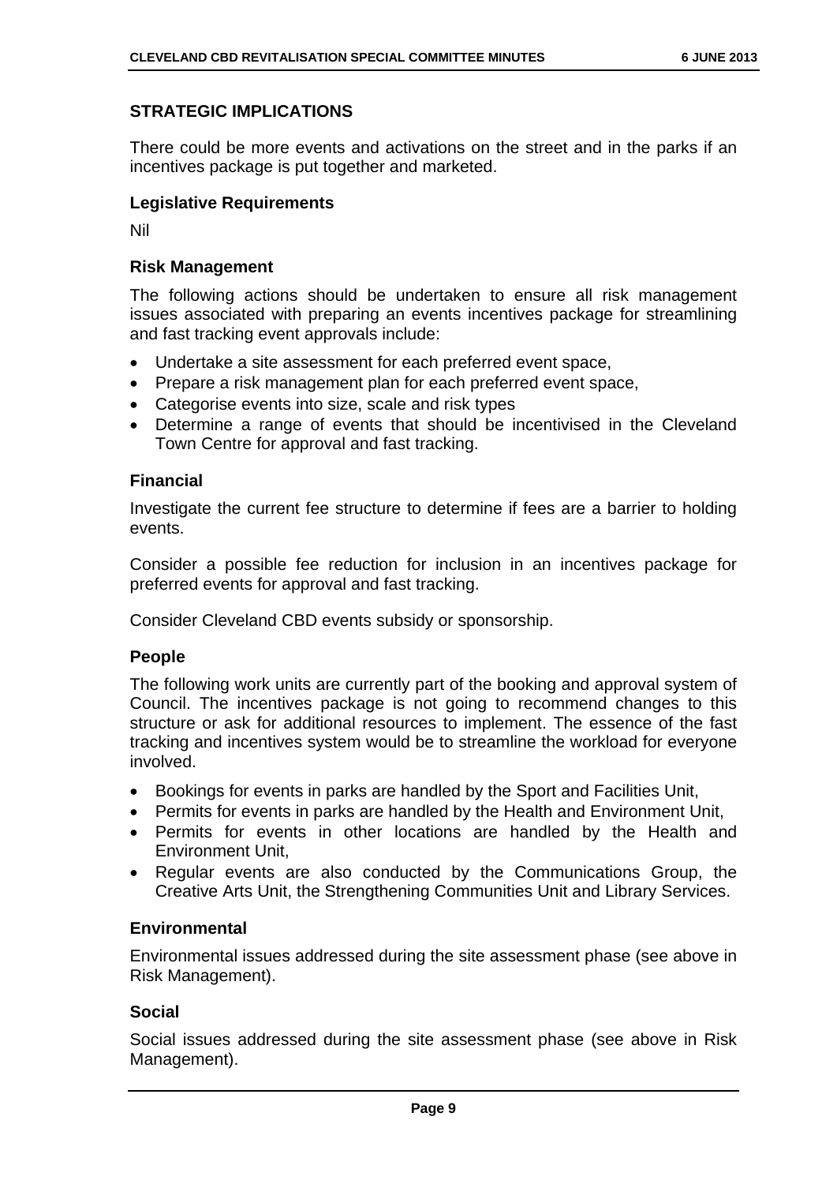## STRATEGIC IMPLICATIONS

There could be more events and activations on the street and in the parks if an incentives package is put together and marketed.

### Legislative Requirements

Nil

### Risk Management

The following actions should be undertaken to ensure all risk management issues associated with preparing an events incentives package for streamlining and fast tracking event approvals include:

- Undertake a site assessment for each preferred event space,
- Prepare a risk management plan for each preferred event space,
- Categorise events into size, scale and risk types
- Determine a range of events that should be incentivised in the Cleveland Town Centre for approval and fast tracking.

### Financial

Investigate the current fee structure to determine if fees are a barrier to holding events.

Consider a possible fee reduction for inclusion in an incentives package for preferred events for approval and fast tracking.

Consider Cleveland CBD events subsidy or sponsorship.

### People

The following work units are currently part of the booking and approval system of Council. The incentives package is not going to recommend changes to this structure or ask for additional resources to implement. The essence of the fast tracking and incentives system would be to streamline the workload for everyone involved.

- Bookings for events in parks are handled by the Sport and Facilities Unit,
- Permits for events in parks are handled by the Health and Environment Unit,
- Permits for events in other locations are handled by the Health and Environment Unit,
- Regular events are also conducted by the Communications Group, the Creative Arts Unit, the Strengthening Communities Unit and Library Services.

### Environmental

Environmental issues addressed during the site assessment phase (see above in Risk Management).

### Social

Social issues addressed during the site assessment phase (see above in Risk Management).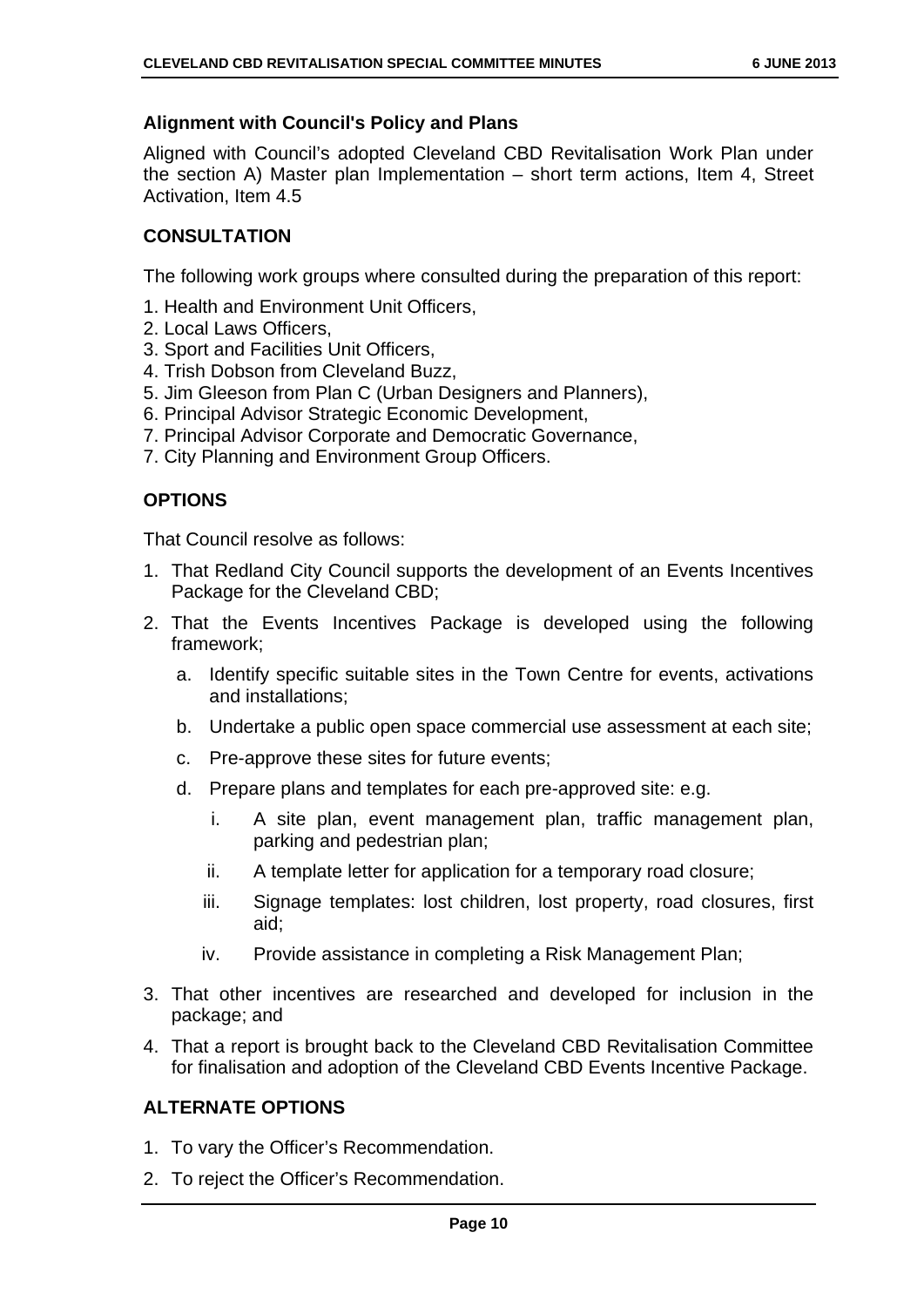### Alignment with Council's Policy and Plans

Aligned with Council's adopted Cleveland CBD Revitalisation Work Plan under the section A) Master plan Implementation – short term actions, Item 4, Street Activation, Item 4.5

### CONSULTATION

The following work groups where consulted during the preparation of this report:

1. Health and Environment Unit Officers,
2. Local Laws Officers,
3. Sport and Facilities Unit Officers,
4. Trish Dobson from Cleveland Buzz,
5. Jim Gleeson from Plan C (Urban Designers and Planners),
6. Principal Advisor Strategic Economic Development,
7. Principal Advisor Corporate and Democratic Governance,
7. City Planning and Environment Group Officers.

### OPTIONS

That Council resolve as follows:

1. That Redland City Council supports the development of an Events Incentives Package for the Cleveland CBD;
2. That the Events Incentives Package is developed using the following framework;
   a. Identify specific suitable sites in the Town Centre for events, activations and installations;
   b. Undertake a public open space commercial use assessment at each site;
   c. Pre-approve these sites for future events;
   d. Prepare plans and templates for each pre-approved site: e.g.
      i. A site plan, event management plan, traffic management plan, parking and pedestrian plan;
      ii. A template letter for application for a temporary road closure;
      iii. Signage templates: lost children, lost property, road closures, first aid;
      iv. Provide assistance in completing a Risk Management Plan;
3. That other incentives are researched and developed for inclusion in the package; and
4. That a report is brought back to the Cleveland CBD Revitalisation Committee for finalisation and adoption of the Cleveland CBD Events Incentive Package.

### ALTERNATE OPTIONS

1. To vary the Officer's Recommendation.
2. To reject the Officer's Recommendation.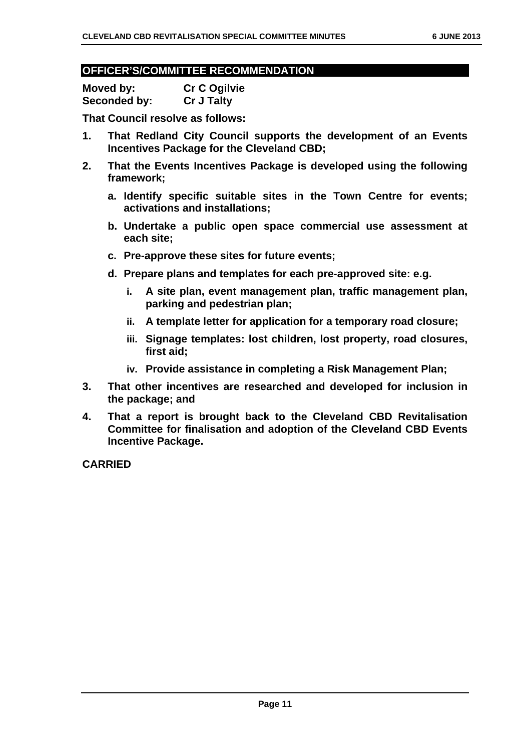## OFFICER'S/COMMITTEE RECOMMENDATION

**Moved by:** **Cr C Ogilvie**
**Seconded by:** **Cr J Talty**

**That Council resolve as follows:**

1. **That Redland City Council supports the development of an Events Incentives Package for the Cleveland CBD;**
2. **That the Events Incentives Package is developed using the following framework;**
   a. **Identify specific suitable sites in the Town Centre for events; activations and installations;**
   b. **Undertake a public open space commercial use assessment at each site;**
   c. **Pre-approve these sites for future events;**
   d. **Prepare plans and templates for each pre-approved site: e.g.**
      i. **A site plan, event management plan, traffic management plan, parking and pedestrian plan;**
      ii. **A template letter for application for a temporary road closure;**
      iii. **Signage templates: lost children, lost property, road closures, first aid;**
      iv. **Provide assistance in completing a Risk Management Plan;**
3. **That other incentives are researched and developed for inclusion in the package; and**
4. **That a report is brought back to the Cleveland CBD Revitalisation Committee for finalisation and adoption of the Cleveland CBD Events Incentive Package.**

**CARRIED**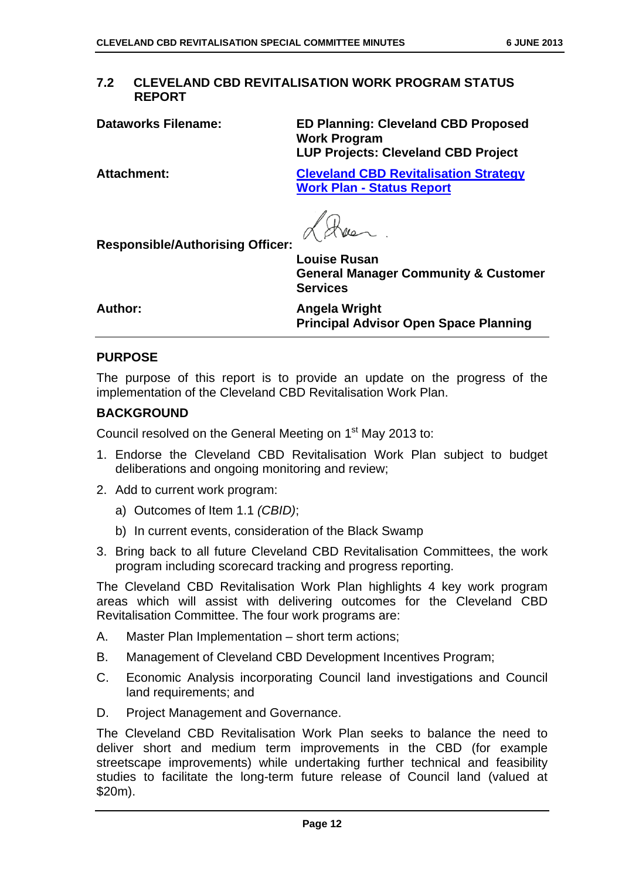## 7.2 CLEVELAND CBD REVITALISATION WORK PROGRAM STATUS REPORT

| | |
|---|---|
| **Dataworks Filename:** | **ED Planning: Cleveland CBD Proposed Work Program** **LUP Projects: Cleveland CBD Project** |
| **Attachment:** | **Cleveland CBD Revitalisation Strategy Work Plan - Status Report** |
| **Responsible/Authorising Officer:** | **Louise Rusan** **General Manager Community & Customer Services** |
| **Author:** | **Angela Wright** **Principal Advisor Open Space Planning** |

### PURPOSE

The purpose of this report is to provide an update on the progress of the implementation of the Cleveland CBD Revitalisation Work Plan.

### BACKGROUND

Council resolved on the General Meeting on 1st May 2013 to:

1. Endorse the Cleveland CBD Revitalisation Work Plan subject to budget deliberations and ongoing monitoring and review;
2. Add to current work program:
   a) Outcomes of Item 1.1 *(CBID)*;
   b) In current events, consideration of the Black Swamp
3. Bring back to all future Cleveland CBD Revitalisation Committees, the work program including scorecard tracking and progress reporting.

The Cleveland CBD Revitalisation Work Plan highlights 4 key work program areas which will assist with delivering outcomes for the Cleveland CBD Revitalisation Committee. The four work programs are:

A. Master Plan Implementation – short term actions;

B. Management of Cleveland CBD Development Incentives Program;

C. Economic Analysis incorporating Council land investigations and Council land requirements; and

D. Project Management and Governance.

The Cleveland CBD Revitalisation Work Plan seeks to balance the need to deliver short and medium term improvements in the CBD (for example streetscape improvements) while undertaking further technical and feasibility studies to facilitate the long-term future release of Council land (valued at $20m).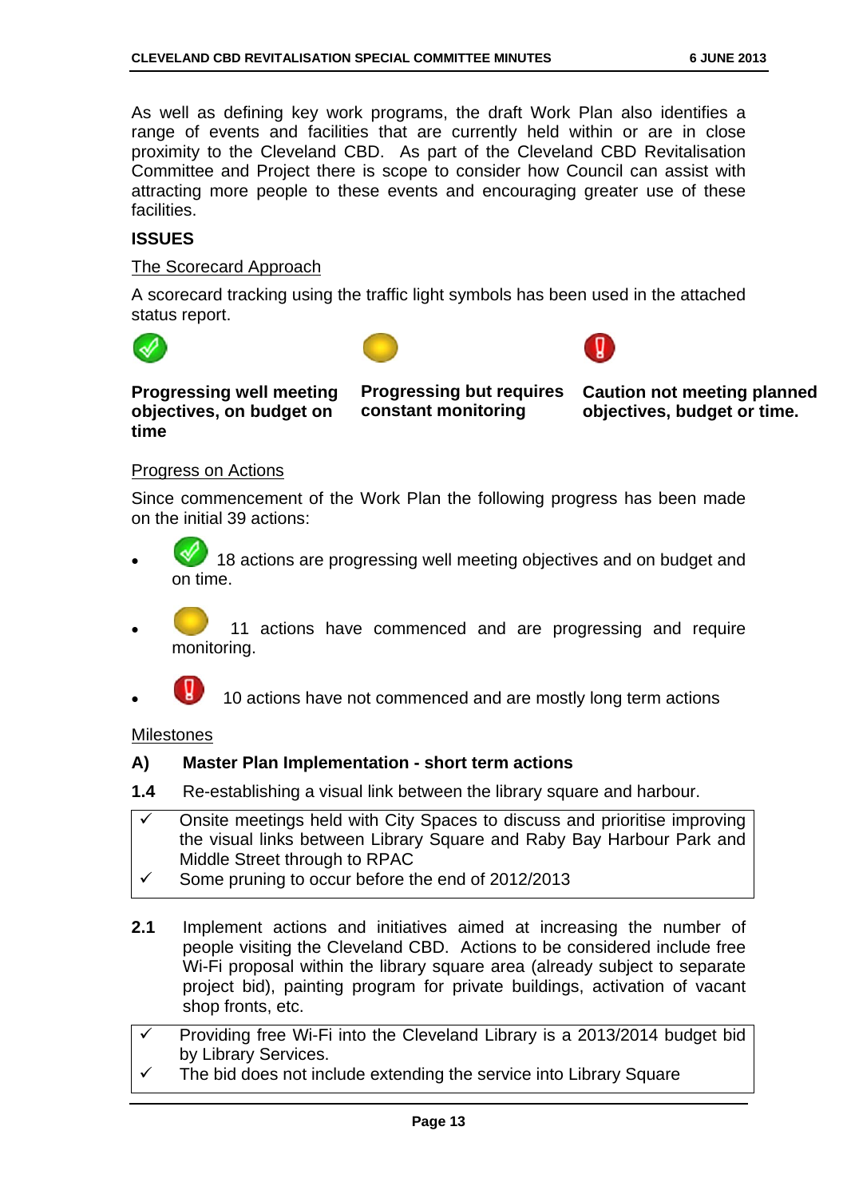As well as defining key work programs, the draft Work Plan also identifies a range of events and facilities that are currently held within or are in close proximity to the Cleveland CBD. As part of the Cleveland CBD Revitalisation Committee and Project there is scope to consider how Council can assist with attracting more people to these events and encouraging greater use of these facilities.

**ISSUES**

The Scorecard Approach

A scorecard tracking using the traffic light symbols has been used in the attached status report.

| **Progressing well meeting objectives, on budget on time** | **Progressing but requires constant monitoring** | **Caution not meeting planned objectives, budget or time.** |
|---|---|---|

Progress on Actions

Since commencement of the Work Plan the following progress has been made on the initial 39 actions:

- 18 actions are progressing well meeting objectives and on budget and on time.
- 11 actions have commenced and are progressing and require monitoring.
- 10 actions have not commenced and are mostly long term actions

Milestones

**A) Master Plan Implementation - short term actions**

**1.4** Re-establishing a visual link between the library square and harbour.

- ✓ Onsite meetings held with City Spaces to discuss and prioritise improving the visual links between Library Square and Raby Bay Harbour Park and Middle Street through to RPAC
- ✓ Some pruning to occur before the end of 2012/2013

**2.1** Implement actions and initiatives aimed at increasing the number of people visiting the Cleveland CBD. Actions to be considered include free Wi-Fi proposal within the library square area (already subject to separate project bid), painting program for private buildings, activation of vacant shop fronts, etc.

- ✓ Providing free Wi-Fi into the Cleveland Library is a 2013/2014 budget bid by Library Services.
- ✓ The bid does not include extending the service into Library Square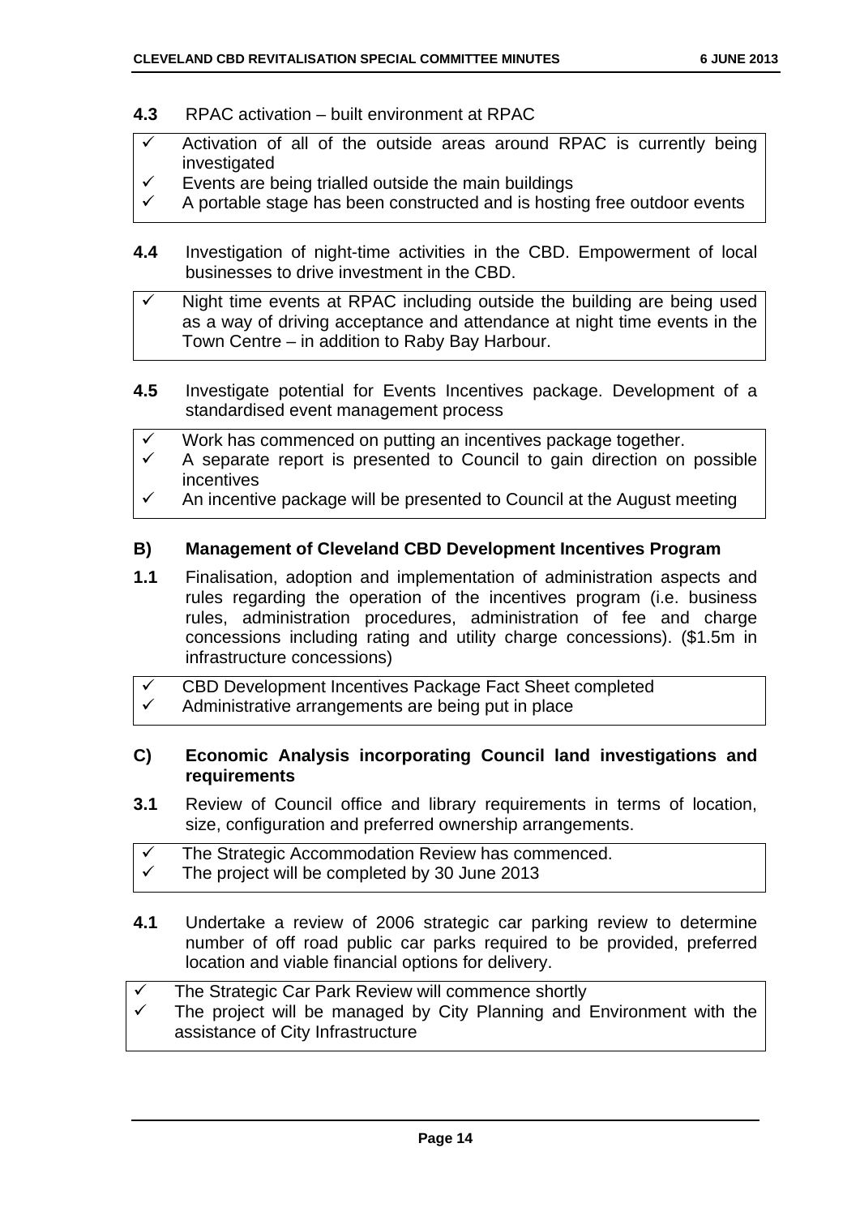**4.3** RPAC activation – built environment at RPAC

- ✓ Activation of all of the outside areas around RPAC is currently being investigated
- ✓ Events are being trialled outside the main buildings
- ✓ A portable stage has been constructed and is hosting free outdoor events

**4.4** Investigation of night-time activities in the CBD. Empowerment of local businesses to drive investment in the CBD.

- ✓ Night time events at RPAC including outside the building are being used as a way of driving acceptance and attendance at night time events in the Town Centre – in addition to Raby Bay Harbour.

**4.5** Investigate potential for Events Incentives package. Development of a standardised event management process

- ✓ Work has commenced on putting an incentives package together.
- ✓ A separate report is presented to Council to gain direction on possible incentives
- ✓ An incentive package will be presented to Council at the August meeting

### B) Management of Cleveland CBD Development Incentives Program

**1.1** Finalisation, adoption and implementation of administration aspects and rules regarding the operation of the incentives program (i.e. business rules, administration procedures, administration of fee and charge concessions including rating and utility charge concessions). ($1.5m in infrastructure concessions)

- ✓ CBD Development Incentives Package Fact Sheet completed
- ✓ Administrative arrangements are being put in place

### C) Economic Analysis incorporating Council land investigations and requirements

**3.1** Review of Council office and library requirements in terms of location, size, configuration and preferred ownership arrangements.

- ✓ The Strategic Accommodation Review has commenced.
- ✓ The project will be completed by 30 June 2013

**4.1** Undertake a review of 2006 strategic car parking review to determine number of off road public car parks required to be provided, preferred location and viable financial options for delivery.

- ✓ The Strategic Car Park Review will commence shortly
- ✓ The project will be managed by City Planning and Environment with the assistance of City Infrastructure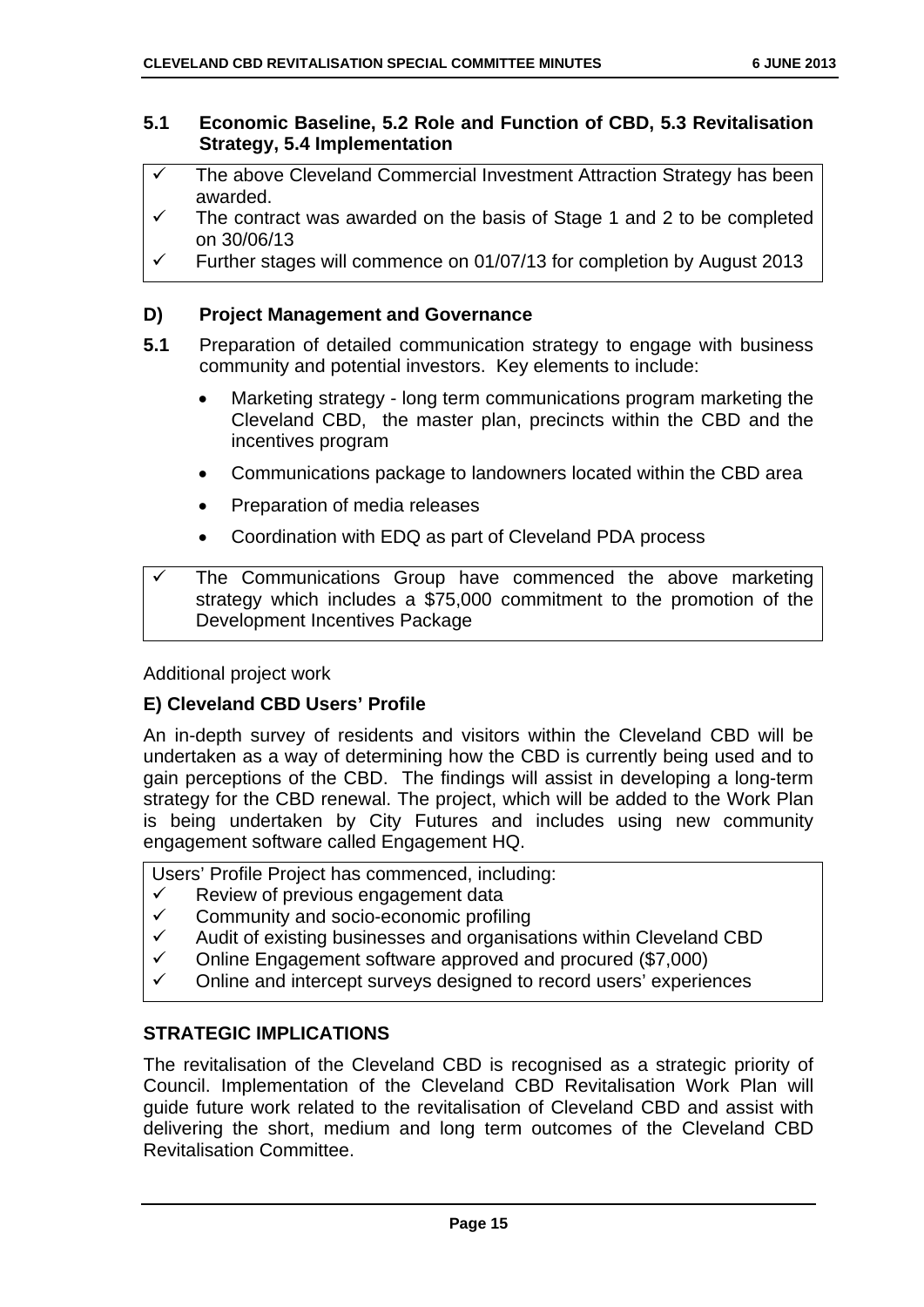### 5.1 Economic Baseline, 5.2 Role and Function of CBD, 5.3 Revitalisation Strategy, 5.4 Implementation

- ✓ The above Cleveland Commercial Investment Attraction Strategy has been awarded.
- ✓ The contract was awarded on the basis of Stage 1 and 2 to be completed on 30/06/13
- ✓ Further stages will commence on 01/07/13 for completion by August 2013

### D) Project Management and Governance

**5.1** Preparation of detailed communication strategy to engage with business community and potential investors. Key elements to include:

- Marketing strategy - long term communications program marketing the Cleveland CBD, the master plan, precincts within the CBD and the incentives program
- Communications package to landowners located within the CBD area
- Preparation of media releases
- Coordination with EDQ as part of Cleveland PDA process

- ✓ The Communications Group have commenced the above marketing strategy which includes a $75,000 commitment to the promotion of the Development Incentives Package

Additional project work

### E) Cleveland CBD Users' Profile

An in-depth survey of residents and visitors within the Cleveland CBD will be undertaken as a way of determining how the CBD is currently being used and to gain perceptions of the CBD. The findings will assist in developing a long-term strategy for the CBD renewal. The project, which will be added to the Work Plan is being undertaken by City Futures and includes using new community engagement software called Engagement HQ.

Users' Profile Project has commenced, including:

- ✓ Review of previous engagement data
- ✓ Community and socio-economic profiling
- ✓ Audit of existing businesses and organisations within Cleveland CBD
- ✓ Online Engagement software approved and procured ($7,000)
- ✓ Online and intercept surveys designed to record users' experiences

## STRATEGIC IMPLICATIONS

The revitalisation of the Cleveland CBD is recognised as a strategic priority of Council. Implementation of the Cleveland CBD Revitalisation Work Plan will guide future work related to the revitalisation of Cleveland CBD and assist with delivering the short, medium and long term outcomes of the Cleveland CBD Revitalisation Committee.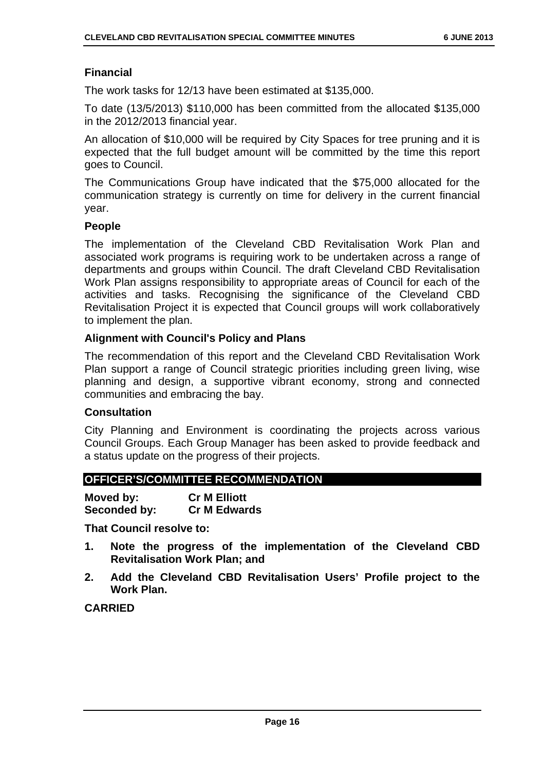### Financial

The work tasks for 12/13 have been estimated at $135,000.

To date (13/5/2013) $110,000 has been committed from the allocated $135,000 in the 2012/2013 financial year.

An allocation of $10,000 will be required by City Spaces for tree pruning and it is expected that the full budget amount will be committed by the time this report goes to Council.

The Communications Group have indicated that the $75,000 allocated for the communication strategy is currently on time for delivery in the current financial year.

### People

The implementation of the Cleveland CBD Revitalisation Work Plan and associated work programs is requiring work to be undertaken across a range of departments and groups within Council. The draft Cleveland CBD Revitalisation Work Plan assigns responsibility to appropriate areas of Council for each of the activities and tasks. Recognising the significance of the Cleveland CBD Revitalisation Project it is expected that Council groups will work collaboratively to implement the plan.

### Alignment with Council's Policy and Plans

The recommendation of this report and the Cleveland CBD Revitalisation Work Plan support a range of Council strategic priorities including green living, wise planning and design, a supportive vibrant economy, strong and connected communities and embracing the bay.

### Consultation

City Planning and Environment is coordinating the projects across various Council Groups. Each Group Manager has been asked to provide feedback and a status update on the progress of their projects.

## OFFICER'S/COMMITTEE RECOMMENDATION

**Moved by:** **Cr M Elliott**
**Seconded by:** **Cr M Edwards**

**That Council resolve to:**

1. **Note the progress of the implementation of the Cleveland CBD Revitalisation Work Plan; and**
2. **Add the Cleveland CBD Revitalisation Users' Profile project to the Work Plan.**

**CARRIED**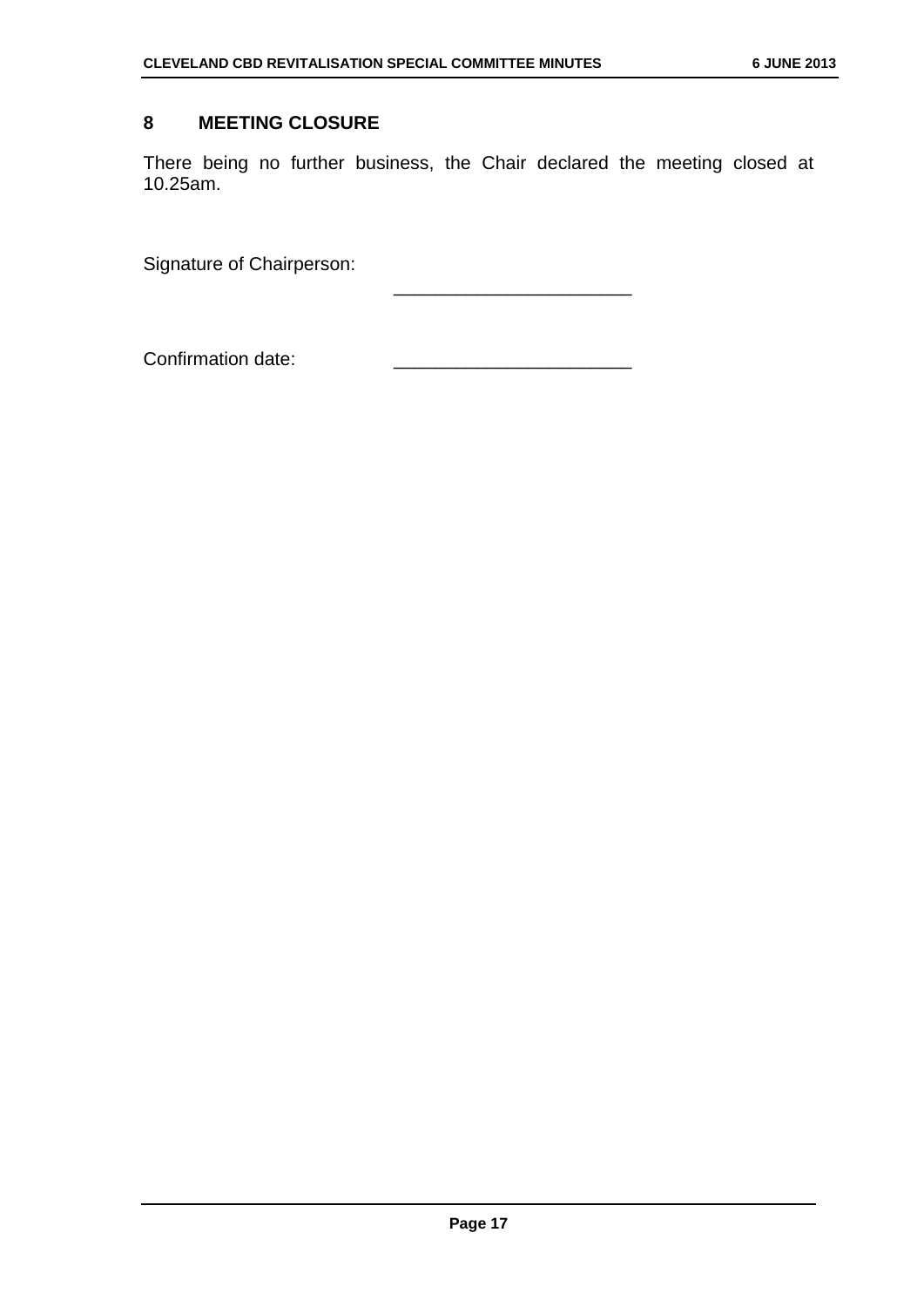## 8 MEETING CLOSURE

There being no further business, the Chair declared the meeting closed at 10.25am.

Signature of Chairperson: \_\_\_\_\_\_\_\_\_\_\_\_\_\_\_\_\_\_\_\_\_\_\_\_

Confirmation date: \_\_\_\_\_\_\_\_\_\_\_\_\_\_\_\_\_\_\_\_\_\_\_\_